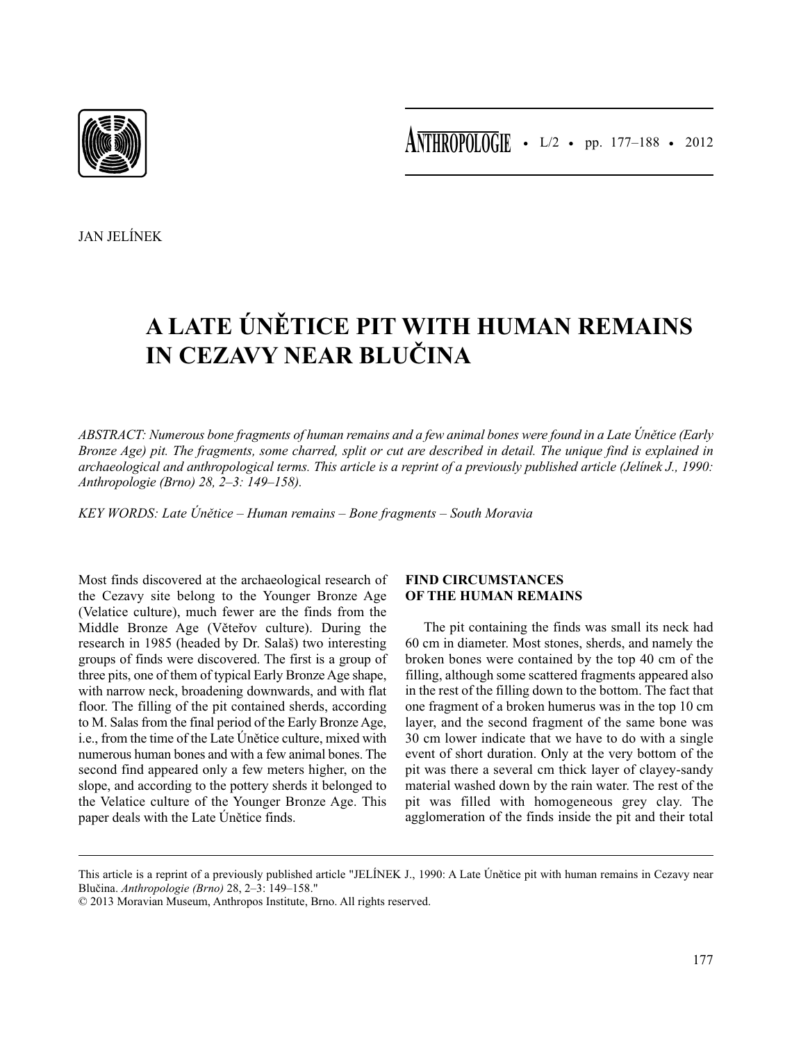JAN JELÍNEK

# A LATE ÚNĚTICE PIT WITH HUMAN REMAINS IN CEZAVY NEAR BLUČINA

*ABSTRACT: Numerous bone fragments of human remains and a few animal bones were found in a Late Únětice (Early Bronze Age) pit. The fragments, some charred, split or cut are described in detail. The unique find is explained in archaeological and anthropological terms. This article is a reprint of a previously published article (Jelínek J., 1990: Anthropologie (Brno) 28, 2–3: 149–158).*

*KEY WORDS: Late Únětice – Human remains – Bone fragments – South Moravia*

Most finds discovered at the archaeological research of the Cezavy site belong to the Younger Bronze Age (Velatice culture), much fewer are the finds from the Middle Bronze Age (Věteřov culture). During the research in 1985 (headed by Dr. Salaš) two interesting groups of finds were discovered. The first is a group of three pits, one of them of typical Early Bronze Age shape, with narrow neck, broadening downwards, and with flat floor. The filling of the pit contained sherds, according to M. Salas from the final period of the Early Bronze Age, i.e., from the time of the Late Únětice culture, mixed with numerous human bones and with a few animal bones. The second find appeared only a few meters higher, on the slope, and according to the pottery sherds it belonged to the Velatice culture of the Younger Bronze Age. This paper deals with the Late Únětice finds.

## FIND CIRCUMSTANCES OF THE HUMAN REMAINS

The pit containing the finds was small its neck had 60 cm in diameter. Most stones, sherds, and namely the broken bones were contained by the top 40 cm of the filling, although some scattered fragments appeared also in the rest of the filling down to the bottom. The fact that one fragment of a broken humerus was in the top 10 cm layer, and the second fragment of the same bone was 30 cm lower indicate that we have to do with a single event of short duration. Only at the very bottom of the pit was there a several cm thick layer of clayey-sandy material washed down by the rain water. The rest of the pit was filled with homogeneous grey clay. The agglomeration of the finds inside the pit and their total

---

This article is a reprint of a previously published article "JELÍNEK J., 1990: A Late Únětice pit with human remains in Cezavy near Blučina. *Anthropologie (Brno)* 28, 2–3: 149–158."

© 2013 Moravian Museum, Anthropos Institute, Brno. All rights reserved.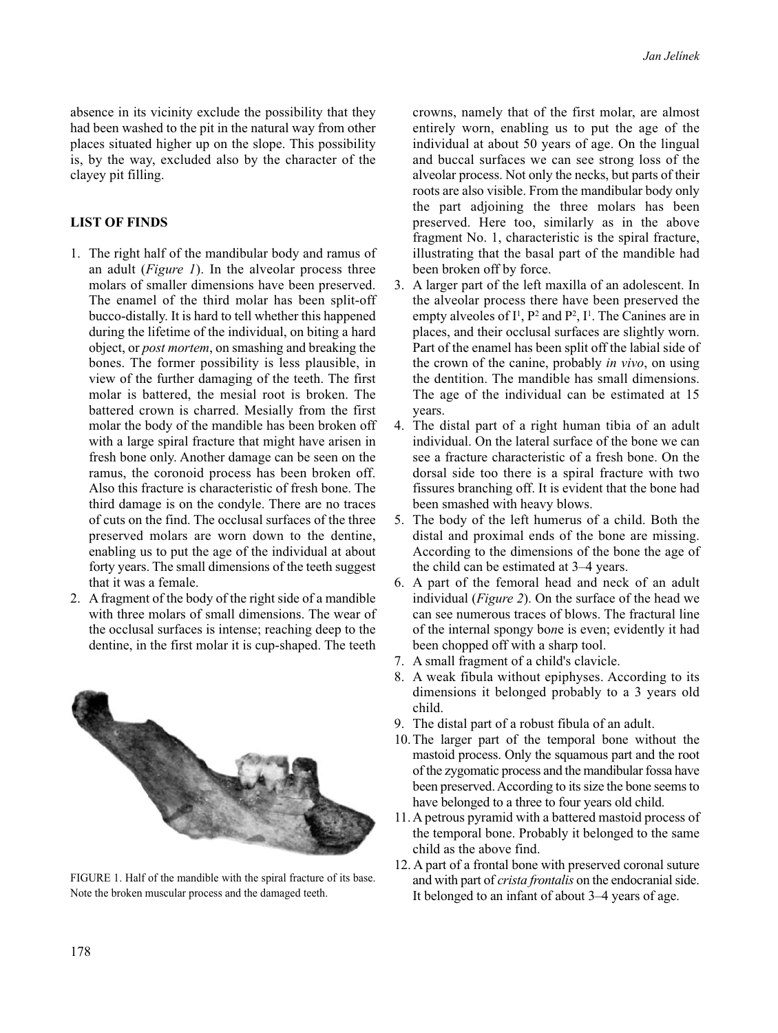absence in its vicinity exclude the possibility that they had been washed to the pit in the natural way from other places situated higher up on the slope. This possibility is, by the way, excluded also by the character of the clayey pit filling.

## LIST OF FINDS

1. The right half of the mandibular body and ramus of an adult (*Figure 1*). In the alveolar process three molars of smaller dimensions have been preserved. The enamel of the third molar has been split-off bucco-distally. It is hard to tell whether this happened during the lifetime of the individual, on biting a hard object, or *post mortem*, on smashing and breaking the bones. The former possibility is less plausible, in view of the further damaging of the teeth. The first molar is battered, the mesial root is broken. The battered crown is charred. Mesially from the first molar the body of the mandible has been broken off with a large spiral fracture that might have arisen in fresh bone only. Another damage can be seen on the ramus, the coronoid process has been broken off. Also this fracture is characteristic of fresh bone. The third damage is on the condyle. There are no traces of cuts on the find. The occlusal surfaces of the three preserved molars are worn down to the dentine, enabling us to put the age of the individual at about forty years. The small dimensions of the teeth suggest that it was a female.
2. A fragment of the body of the right side of a mandible with three molars of small dimensions. The wear of the occlusal surfaces is intense; reaching deep to the dentine, in the first molar it is cup-shaped. The teeth crowns, namely that of the first molar, are almost entirely worn, enabling us to put the age of the individual at about 50 years of age. On the lingual and buccal surfaces we can see strong loss of the alveolar process. Not only the necks, but parts of their roots are also visible. From the mandibular body only the part adjoining the three molars has been preserved. Here too, similarly as in the above fragment No. 1, characteristic is the spiral fracture, illustrating that the basal part of the mandible had been broken off by force.
3. A larger part of the left maxilla of an adolescent. In the alveolar process there have been preserved the empty alveoles of $I^1$, $P^2$ and $P^2$, $I^1$. The Canines are in places, and their occlusal surfaces are slightly worn. Part of the enamel has been split off the labial side of the crown of the canine, probably *in vivo*, on using the dentition. The mandible has small dimensions. The age of the individual can be estimated at 15 years.
4. The distal part of a right human tibia of an adult individual. On the lateral surface of the bone we can see a fracture characteristic of a fresh bone. On the dorsal side too there is a spiral fracture with two fissures branching off. It is evident that the bone had been smashed with heavy blows.
5. The body of the left humerus of a child. Both the distal and proximal ends of the bone are missing. According to the dimensions of the bone the age of the child can be estimated at 3–4 years.
6. A part of the femoral head and neck of an adult individual (*Figure 2*). On the surface of the head we can see numerous traces of blows. The fractural line of the internal spongy bone is even; evidently it had been chopped off with a sharp tool.
7. A small fragment of a child's clavicle.
8. A weak fibula without epiphyses. According to its dimensions it belonged probably to a 3 years old child.
9. The distal part of a robust fibula of an adult.
10. The larger part of the temporal bone without the mastoid process. Only the squamous part and the root of the zygomatic process and the mandibular fossa have been preserved. According to its size the bone seems to have belonged to a three to four years old child.
11. A petrous pyramid with a battered mastoid process of the temporal bone. Probably it belonged to the same child as the above find.
12. A part of a frontal bone with preserved coronal suture and with part of *crista frontalis* on the endocranial side. It belonged to an infant of about 3–4 years of age.

FIGURE 1. Half of the mandible with the spiral fracture of its base. Note the broken muscular process and the damaged teeth.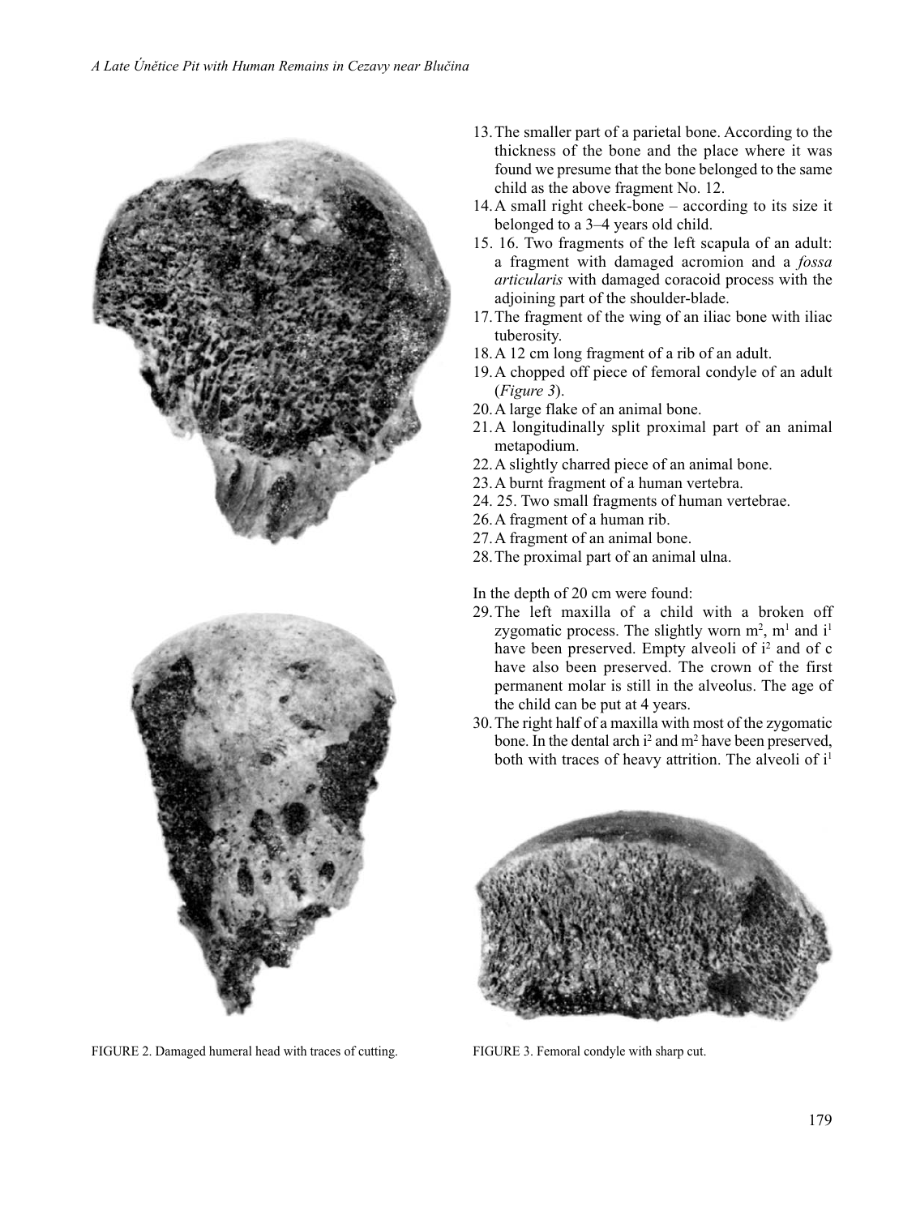13. The smaller part of a parietal bone. According to the thickness of the bone and the place where it was found we presume that the bone belonged to the same child as the above fragment No. 12.
14. A small right cheek-bone – according to its size it belonged to a 3–4 years old child.
15. 16. Two fragments of the left scapula of an adult: a fragment with damaged acromion and a *fossa articularis* with damaged coracoid process with the adjoining part of the shoulder-blade.
17. The fragment of the wing of an iliac bone with iliac tuberosity.
18. A 12 cm long fragment of a rib of an adult.
19. A chopped off piece of femoral condyle of an adult (*Figure 3*).
20. A large flake of an animal bone.
21. A longitudinally split proximal part of an animal metapodium.
22. A slightly charred piece of an animal bone.
23. A burnt fragment of a human vertebra.
24. 25. Two small fragments of human vertebrae.
26. A fragment of a human rib.
27. A fragment of an animal bone.
28. The proximal part of an animal ulna.

In the depth of 20 cm were found:

29. The left maxilla of a child with a broken off zygomatic process. The slightly worn $m^2$, $m^1$ and $i^1$ have been preserved. Empty alveoli of $i^2$ and of c have also been preserved. The crown of the first permanent molar is still in the alveolus. The age of the child can be put at 4 years.
30. The right half of a maxilla with most of the zygomatic bone. In the dental arch $i^2$ and $m^2$ have been preserved, both with traces of heavy attrition. The alveoli of $i^1$

FIGURE 2. Damaged humeral head with traces of cutting.

FIGURE 3. Femoral condyle with sharp cut.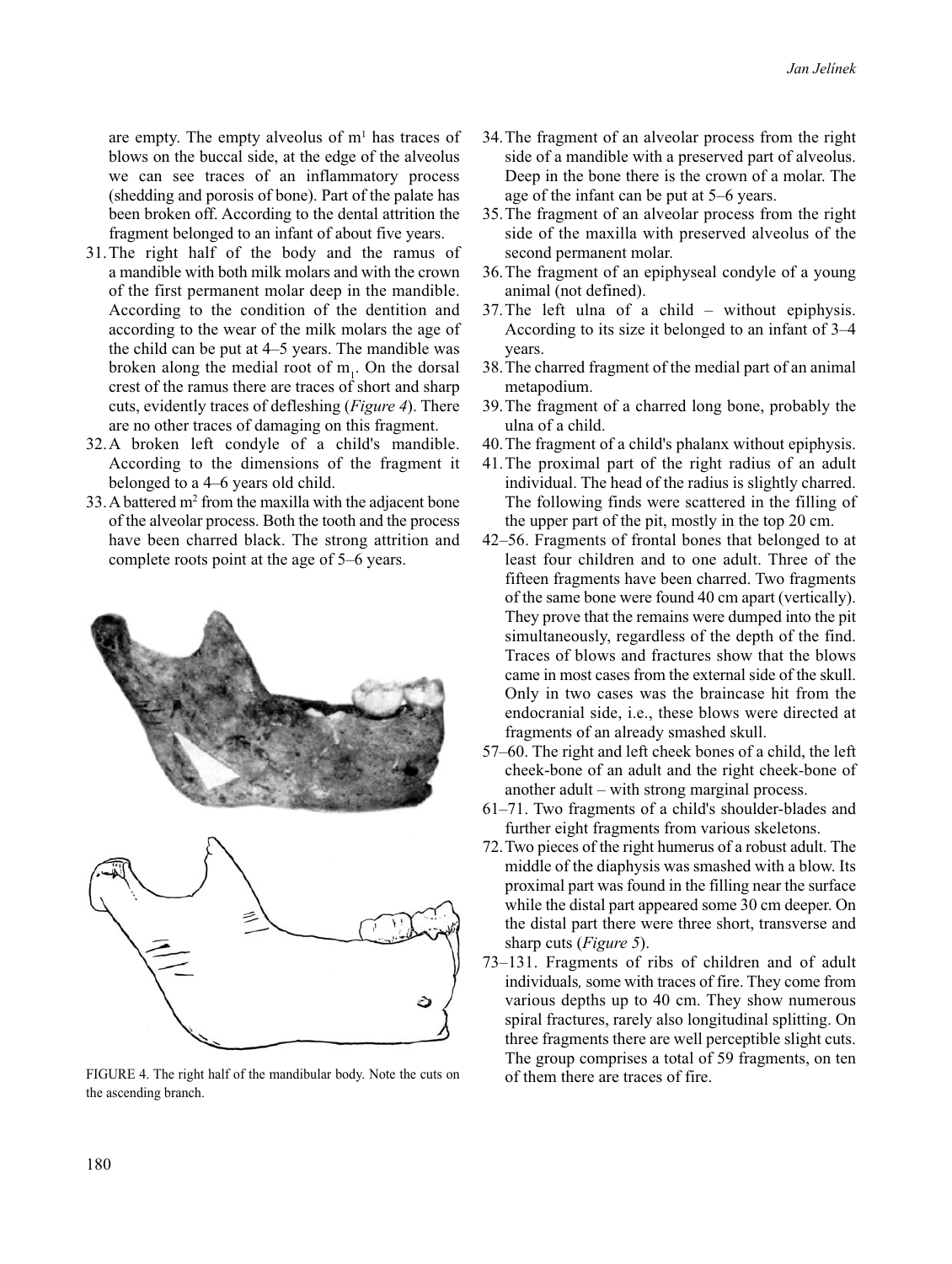are empty. The empty alveolus of $m^1$ has traces of blows on the buccal side, at the edge of the alveolus we can see traces of an inflammatory process (shedding and porosis of bone). Part of the palate has been broken off. According to the dental attrition the fragment belonged to an infant of about five years.

31. The right half of the body and the ramus of a mandible with both milk molars and with the crown of the first permanent molar deep in the mandible. According to the condition of the dentition and according to the wear of the milk molars the age of the child can be put at 4–5 years. The mandible was broken along the medial root of $m_1$. On the dorsal crest of the ramus there are traces of short and sharp cuts, evidently traces of defleshing (*Figure 4*). There are no other traces of damaging on this fragment.
32. A broken left condyle of a child's mandible. According to the dimensions of the fragment it belonged to a 4–6 years old child.
33. A battered $m^2$ from the maxilla with the adjacent bone of the alveolar process. Both the tooth and the process have been charred black. The strong attrition and complete roots point at the age of 5–6 years.

FIGURE 4. The right half of the mandibular body. Note the cuts on the ascending branch.

34. The fragment of an alveolar process from the right side of a mandible with a preserved part of alveolus. Deep in the bone there is the crown of a molar. The age of the infant can be put at 5–6 years.
35. The fragment of an alveolar process from the right side of the maxilla with preserved alveolus of the second permanent molar.
36. The fragment of an epiphyseal condyle of a young animal (not defined).
37. The left ulna of a child – without epiphysis. According to its size it belonged to an infant of 3–4 years.
38. The charred fragment of the medial part of an animal metapodium.
39. The fragment of a charred long bone, probably the ulna of a child.
40. The fragment of a child's phalanx without epiphysis.
41. The proximal part of the right radius of an adult individual. The head of the radius is slightly charred. The following finds were scattered in the filling of the upper part of the pit, mostly in the top 20 cm.

42–56. Fragments of frontal bones that belonged to at least four children and to one adult. Three of the fifteen fragments have been charred. Two fragments of the same bone were found 40 cm apart (vertically). They prove that the remains were dumped into the pit simultaneously, regardless of the depth of the find. Traces of blows and fractures show that the blows came in most cases from the external side of the skull. Only in two cases was the braincase hit from the endocranial side, i.e., these blows were directed at fragments of an already smashed skull.

57–60. The right and left cheek bones of a child, the left cheek-bone of an adult and the right cheek-bone of another adult – with strong marginal process.

61–71. Two fragments of a child's shoulder-blades and further eight fragments from various skeletons.

72. Two pieces of the right humerus of a robust adult. The middle of the diaphysis was smashed with a blow. Its proximal part was found in the filling near the surface while the distal part appeared some 30 cm deeper. On the distal part there were three short, transverse and sharp cuts (*Figure 5*).

73–131. Fragments of ribs of children and of adult individuals*,* some with traces of fire. They come from various depths up to 40 cm. They show numerous spiral fractures, rarely also longitudinal splitting. On three fragments there are well perceptible slight cuts. The group comprises a total of 59 fragments, on ten of them there are traces of fire.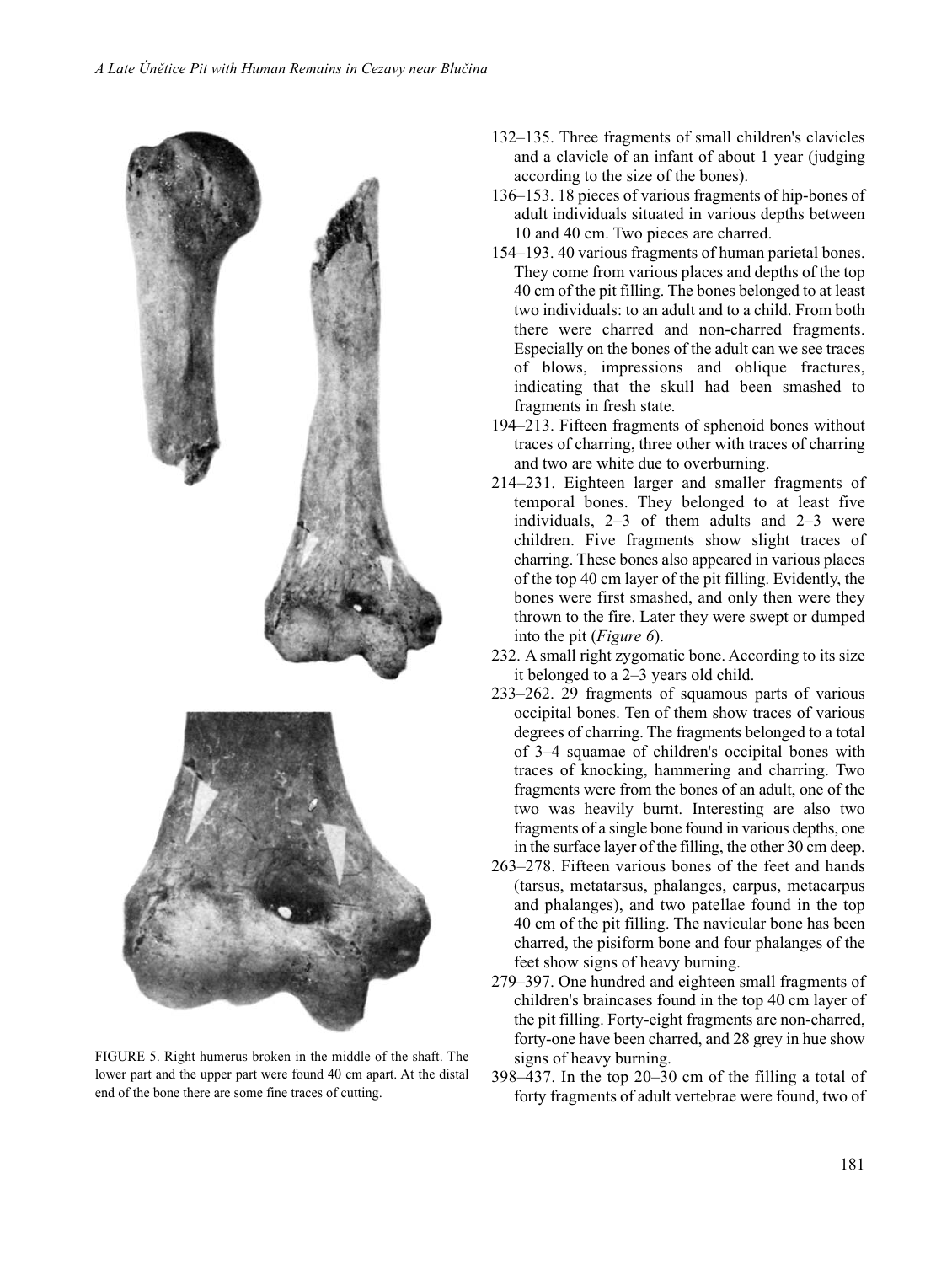FIGURE 5. Right humerus broken in the middle of the shaft. The lower part and the upper part were found 40 cm apart. At the distal end of the bone there are some fine traces of cutting.

132–135. Three fragments of small children's clavicles and a clavicle of an infant of about 1 year (judging according to the size of the bones).

136–153. 18 pieces of various fragments of hip-bones of adult individuals situated in various depths between 10 and 40 cm. Two pieces are charred.

154–193. 40 various fragments of human parietal bones. They come from various places and depths of the top 40 cm of the pit filling. The bones belonged to at least two individuals: to an adult and to a child. From both there were charred and non-charred fragments. Especially on the bones of the adult can we see traces of blows, impressions and oblique fractures, indicating that the skull had been smashed to fragments in fresh state.

194–213. Fifteen fragments of sphenoid bones without traces of charring, three other with traces of charring and two are white due to overburning.

214–231. Eighteen larger and smaller fragments of temporal bones. They belonged to at least five individuals, 2–3 of them adults and 2–3 were children. Five fragments show slight traces of charring. These bones also appeared in various places of the top 40 cm layer of the pit filling. Evidently, the bones were first smashed, and only then were they thrown to the fire. Later they were swept or dumped into the pit (*Figure 6*).

232. A small right zygomatic bone. According to its size it belonged to a 2–3 years old child.

233–262. 29 fragments of squamous parts of various occipital bones. Ten of them show traces of various degrees of charring. The fragments belonged to a total of 3–4 squamae of children's occipital bones with traces of knocking, hammering and charring. Two fragments were from the bones of an adult, one of the two was heavily burnt. Interesting are also two fragments of a single bone found in various depths, one in the surface layer of the filling, the other 30 cm deep.

263–278. Fifteen various bones of the feet and hands (tarsus, metatarsus, phalanges, carpus, metacarpus and phalanges), and two patellae found in the top 40 cm of the pit filling. The navicular bone has been charred, the pisiform bone and four phalanges of the feet show signs of heavy burning.

279–397. One hundred and eighteen small fragments of children's braincases found in the top 40 cm layer of the pit filling. Forty-eight fragments are non-charred, forty-one have been charred, and 28 grey in hue show signs of heavy burning.

398–437. In the top 20–30 cm of the filling a total of forty fragments of adult vertebrae were found, two of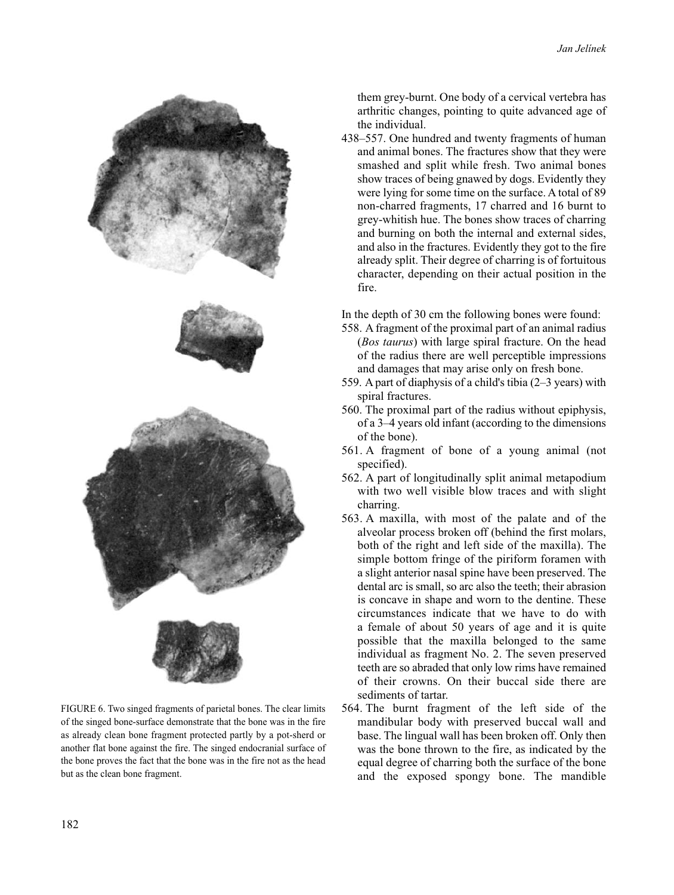them grey-burnt. One body of a cervical vertebra has arthritic changes, pointing to quite advanced age of the individual.

438–557. One hundred and twenty fragments of human and animal bones. The fractures show that they were smashed and split while fresh. Two animal bones show traces of being gnawed by dogs. Evidently they were lying for some time on the surface. A total of 89 non-charred fragments, 17 charred and 16 burnt to grey-whitish hue. The bones show traces of charring and burning on both the internal and external sides, and also in the fractures. Evidently they got to the fire already split. Their degree of charring is of fortuitous character, depending on their actual position in the fire.

In the depth of 30 cm the following bones were found:

558. A fragment of the proximal part of an animal radius (*Bos taurus*) with large spiral fracture. On the head of the radius there are well perceptible impressions and damages that may arise only on fresh bone.
559. A part of diaphysis of a child's tibia (2–3 years) with spiral fractures.
560. The proximal part of the radius without epiphysis, of a 3–4 years old infant (according to the dimensions of the bone).
561. A fragment of bone of a young animal (not specified).
562. A part of longitudinally split animal metapodium with two well visible blow traces and with slight charring.
563. A maxilla, with most of the palate and of the alveolar process broken off (behind the first molars, both of the right and left side of the maxilla). The simple bottom fringe of the piriform foramen with a slight anterior nasal spine have been preserved. The dental arc is small, so arc also the teeth; their abrasion is concave in shape and worn to the dentine. These circumstances indicate that we have to do with a female of about 50 years of age and it is quite possible that the maxilla belonged to the same individual as fragment No. 2. The seven preserved teeth are so abraded that only low rims have remained of their crowns. On their buccal side there are sediments of tartar.
564. The burnt fragment of the left side of the mandibular body with preserved buccal wall and base. The lingual wall has been broken off. Only then was the bone thrown to the fire, as indicated by the equal degree of charring both the surface of the bone and the exposed spongy bone. The mandible

FIGURE 6. Two singed fragments of parietal bones. The clear limits of the singed bone-surface demonstrate that the bone was in the fire as already clean bone fragment protected partly by a pot-sherd or another flat bone against the fire. The singed endocranial surface of the bone proves the fact that the bone was in the fire not as the head but as the clean bone fragment.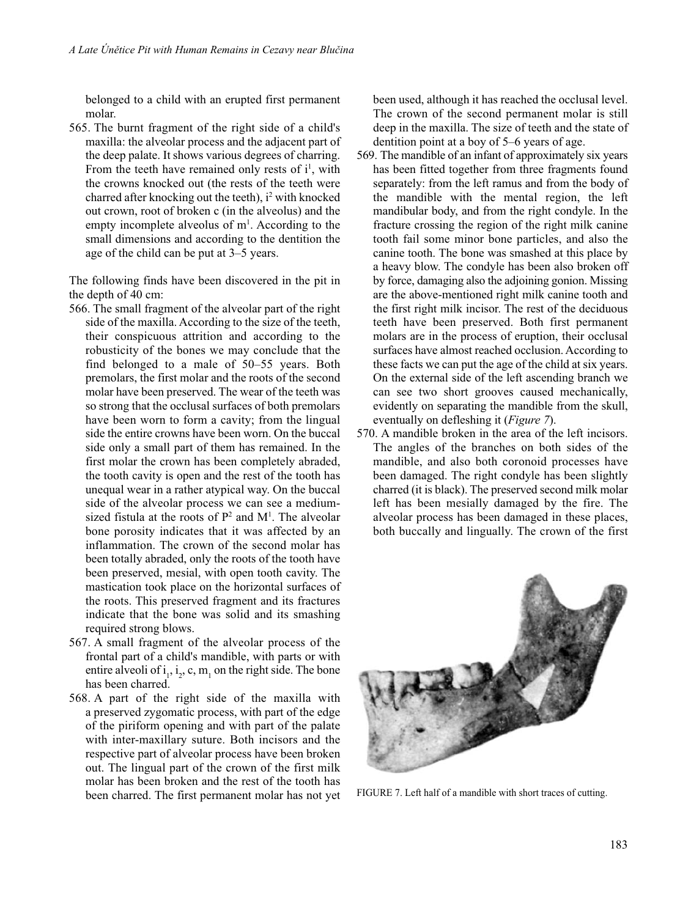belonged to a child with an erupted first permanent molar.

565. The burnt fragment of the right side of a child's maxilla: the alveolar process and the adjacent part of the deep palate. It shows various degrees of charring. From the teeth have remained only rests of $i^1$, with the crowns knocked out (the rests of the teeth were charred after knocking out the teeth), $i^2$ with knocked out crown, root of broken c (in the alveolus) and the empty incomplete alveolus of $m^1$. According to the small dimensions and according to the dentition the age of the child can be put at 3–5 years.

The following finds have been discovered in the pit in the depth of 40 cm:

566. The small fragment of the alveolar part of the right side of the maxilla. According to the size of the teeth, their conspicuous attrition and according to the robusticity of the bones we may conclude that the find belonged to a male of 50–55 years. Both premolars, the first molar and the roots of the second molar have been preserved. The wear of the teeth was so strong that the occlusal surfaces of both premolars have been worn to form a cavity; from the lingual side the entire crowns have been worn. On the buccal side only a small part of them has remained. In the first molar the crown has been completely abraded, the tooth cavity is open and the rest of the tooth has unequal wear in a rather atypical way. On the buccal side of the alveolar process we can see a medium-sized fistula at the roots of $P^2$ and $M^1$. The alveolar bone porosity indicates that it was affected by an inflammation. The crown of the second molar has been totally abraded, only the roots of the tooth have been preserved, mesial, with open tooth cavity. The mastication took place on the horizontal surfaces of the roots. This preserved fragment and its fractures indicate that the bone was solid and its smashing required strong blows.
567. A small fragment of the alveolar process of the frontal part of a child's mandible, with parts or with entire alveoli of $i_1$, $i_2$, c, $m_1$ on the right side. The bone has been charred.
568. A part of the right side of the maxilla with a preserved zygomatic process, with part of the edge of the piriform opening and with part of the palate with inter-maxillary suture. Both incisors and the respective part of alveolar process have been broken out. The lingual part of the crown of the first milk molar has been broken and the rest of the tooth has been charred. The first permanent molar has not yet been used, although it has reached the occlusal level. The crown of the second permanent molar is still deep in the maxilla. The size of teeth and the state of dentition point at a boy of 5–6 years of age.
569. The mandible of an infant of approximately six years has been fitted together from three fragments found separately: from the left ramus and from the body of the mandible with the mental region, the left mandibular body, and from the right condyle. In the fracture crossing the region of the right milk canine tooth fail some minor bone particles, and also the canine tooth. The bone was smashed at this place by a heavy blow. The condyle has been also broken off by force, damaging also the adjoining gonion. Missing are the above-mentioned right milk canine tooth and the first right milk incisor. The rest of the deciduous teeth have been preserved. Both first permanent molars are in the process of eruption, their occlusal surfaces have almost reached occlusion. According to these facts we can put the age of the child at six years. On the external side of the left ascending branch we can see two short grooves caused mechanically, evidently on separating the mandible from the skull, eventually on defleshing it (*Figure 7*).
570. A mandible broken in the area of the left incisors. The angles of the branches on both sides of the mandible, and also both coronoid processes have been damaged. The right condyle has been slightly charred (it is black). The preserved second milk molar left has been mesially damaged by the fire. The alveolar process has been damaged in these places, both buccally and lingually. The crown of the first

FIGURE 7. Left half of a mandible with short traces of cutting.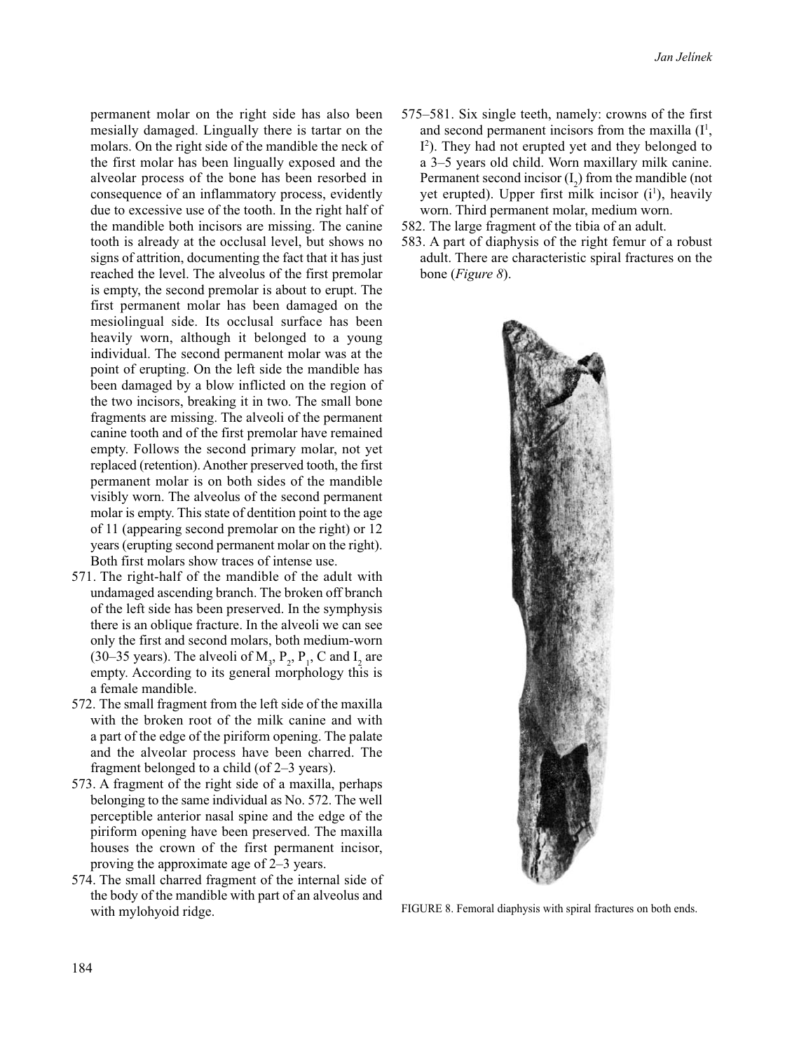permanent molar on the right side has also been mesially damaged. Lingually there is tartar on the molars. On the right side of the mandible the neck of the first molar has been lingually exposed and the alveolar process of the bone has been resorbed in consequence of an inflammatory process, evidently due to excessive use of the tooth. In the right half of the mandible both incisors are missing. The canine tooth is already at the occlusal level, but shows no signs of attrition, documenting the fact that it has just reached the level. The alveolus of the first premolar is empty, the second premolar is about to erupt. The first permanent molar has been damaged on the mesiolingual side. Its occlusal surface has been heavily worn, although it belonged to a young individual. The second permanent molar was at the point of erupting. On the left side the mandible has been damaged by a blow inflicted on the region of the two incisors, breaking it in two. The small bone fragments are missing. The alveoli of the permanent canine tooth and of the first premolar have remained empty. Follows the second primary molar, not yet replaced (retention). Another preserved tooth, the first permanent molar is on both sides of the mandible visibly worn. The alveolus of the second permanent molar is empty. This state of dentition point to the age of 11 (appearing second premolar on the right) or 12 years (erupting second permanent molar on the right). Both first molars show traces of intense use.

571. The right-half of the mandible of the adult with undamaged ascending branch. The broken off branch of the left side has been preserved. In the symphysis there is an oblique fracture. In the alveoli we can see only the first and second molars, both medium-worn (30–35 years). The alveoli of $M_3$, $P_2$, $P_1$, C and $I_2$ are empty. According to its general morphology this is a female mandible.

572. The small fragment from the left side of the maxilla with the broken root of the milk canine and with a part of the edge of the piriform opening. The palate and the alveolar process have been charred. The fragment belonged to a child (of 2–3 years).

573. A fragment of the right side of a maxilla, perhaps belonging to the same individual as No. 572. The well perceptible anterior nasal spine and the edge of the piriform opening have been preserved. The maxilla houses the crown of the first permanent incisor, proving the approximate age of 2–3 years.

574. The small charred fragment of the internal side of the body of the mandible with part of an alveolus and with mylohyoid ridge.

575–581. Six single teeth, namely: crowns of the first and second permanent incisors from the maxilla ($I^1$, $I^2$). They had not erupted yet and they belonged to a 3–5 years old child. Worn maxillary milk canine. Permanent second incisor ($I_2$) from the mandible (not yet erupted). Upper first milk incisor ($i^1$), heavily worn. Third permanent molar, medium worn.

582. The large fragment of the tibia of an adult.

583. A part of diaphysis of the right femur of a robust adult. There are characteristic spiral fractures on the bone (*Figure 8*).

FIGURE 8. Femoral diaphysis with spiral fractures on both ends.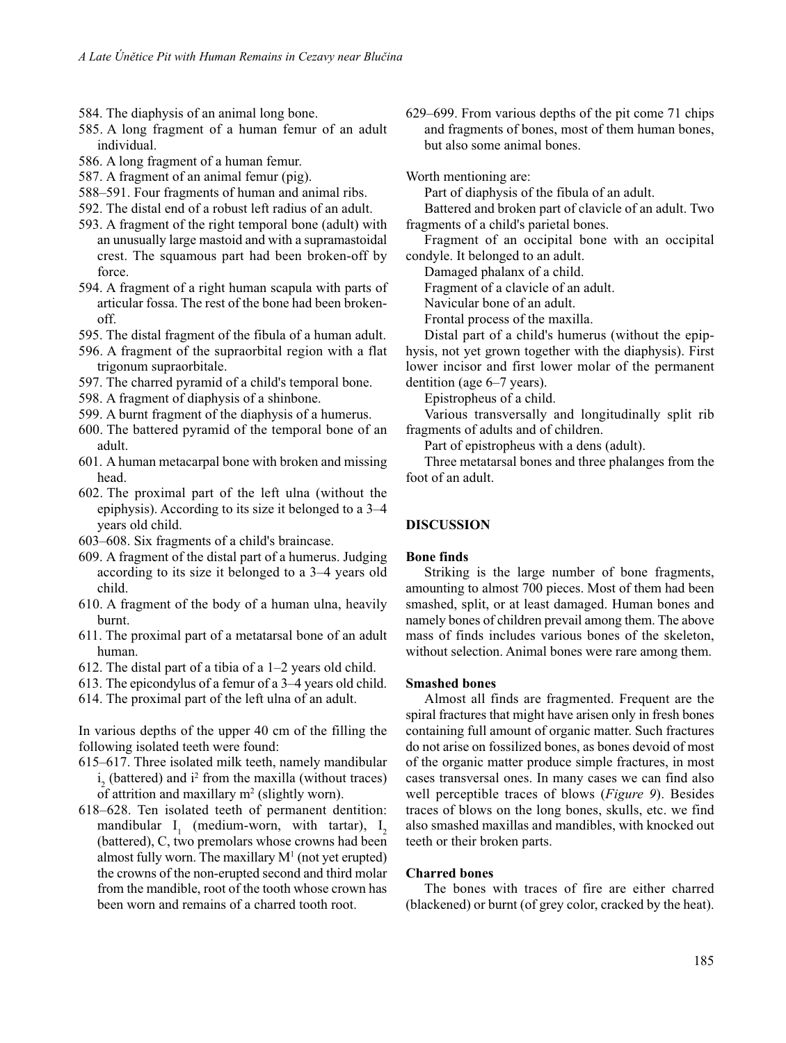584. The diaphysis of an animal long bone.
585. A long fragment of a human femur of an adult individual.
586. A long fragment of a human femur.
587. A fragment of an animal femur (pig).
588–591. Four fragments of human and animal ribs.
592. The distal end of a robust left radius of an adult.
593. A fragment of the right temporal bone (adult) with an unusually large mastoid and with a supramastoidal crest. The squamous part had been broken-off by force.
594. A fragment of a right human scapula with parts of articular fossa. The rest of the bone had been broken-off.
595. The distal fragment of the fibula of a human adult.
596. A fragment of the supraorbital region with a flat trigonum supraorbitale.
597. The charred pyramid of a child's temporal bone.
598. A fragment of diaphysis of a shinbone.
599. A burnt fragment of the diaphysis of a humerus.
600. The battered pyramid of the temporal bone of an adult.
601. A human metacarpal bone with broken and missing head.
602. The proximal part of the left ulna (without the epiphysis). According to its size it belonged to a 3–4 years old child.
603–608. Six fragments of a child's braincase.
609. A fragment of the distal part of a humerus. Judging according to its size it belonged to a 3–4 years old child.
610. A fragment of the body of a human ulna, heavily burnt.
611. The proximal part of a metatarsal bone of an adult human.
612. The distal part of a tibia of a 1–2 years old child.
613. The epicondylus of a femur of a 3–4 years old child.
614. The proximal part of the left ulna of an adult.

In various depths of the upper 40 cm of the filling the following isolated teeth were found:

615–617. Three isolated milk teeth, namely mandibular $i_2$ (battered) and $i^2$ from the maxilla (without traces) of attrition and maxillary $m^2$ (slightly worn).
618–628. Ten isolated teeth of permanent dentition: mandibular $I_1$ (medium-worn, with tartar), $I_2$ (battered), C, two premolars whose crowns had been almost fully worn. The maxillary $M^1$ (not yet erupted) the crowns of the non-erupted second and third molar from the mandible, root of the tooth whose crown has been worn and remains of a charred tooth root.
629–699. From various depths of the pit come 71 chips and fragments of bones, most of them human bones, but also some animal bones.

Worth mentioning are:

Part of diaphysis of the fibula of an adult.

Battered and broken part of clavicle of an adult. Two fragments of a child's parietal bones.

Fragment of an occipital bone with an occipital condyle. It belonged to an adult.

Damaged phalanx of a child.

Fragment of a clavicle of an adult.

Navicular bone of an adult.

Frontal process of the maxilla.

Distal part of a child's humerus (without the epiphysis, not yet grown together with the diaphysis). First lower incisor and first lower molar of the permanent dentition (age 6–7 years).

Epistropheus of a child.

Various transversally and longitudinally split rib fragments of adults and of children.

Part of epistropheus with a dens (adult).

Three metatarsal bones and three phalanges from the foot of an adult.

## DISCUSSION

### Bone finds

Striking is the large number of bone fragments, amounting to almost 700 pieces. Most of them had been smashed, split, or at least damaged. Human bones and namely bones of children prevail among them. The above mass of finds includes various bones of the skeleton, without selection. Animal bones were rare among them.

### Smashed bones

Almost all finds are fragmented. Frequent are the spiral fractures that might have arisen only in fresh bones containing full amount of organic matter. Such fractures do not arise on fossilized bones, as bones devoid of most of the organic matter produce simple fractures, in most cases transversal ones. In many cases we can find also well perceptible traces of blows (*Figure 9*). Besides traces of blows on the long bones, skulls, etc. we find also smashed maxillas and mandibles, with knocked out teeth or their broken parts.

### Charred bones

The bones with traces of fire are either charred (blackened) or burnt (of grey color, cracked by the heat).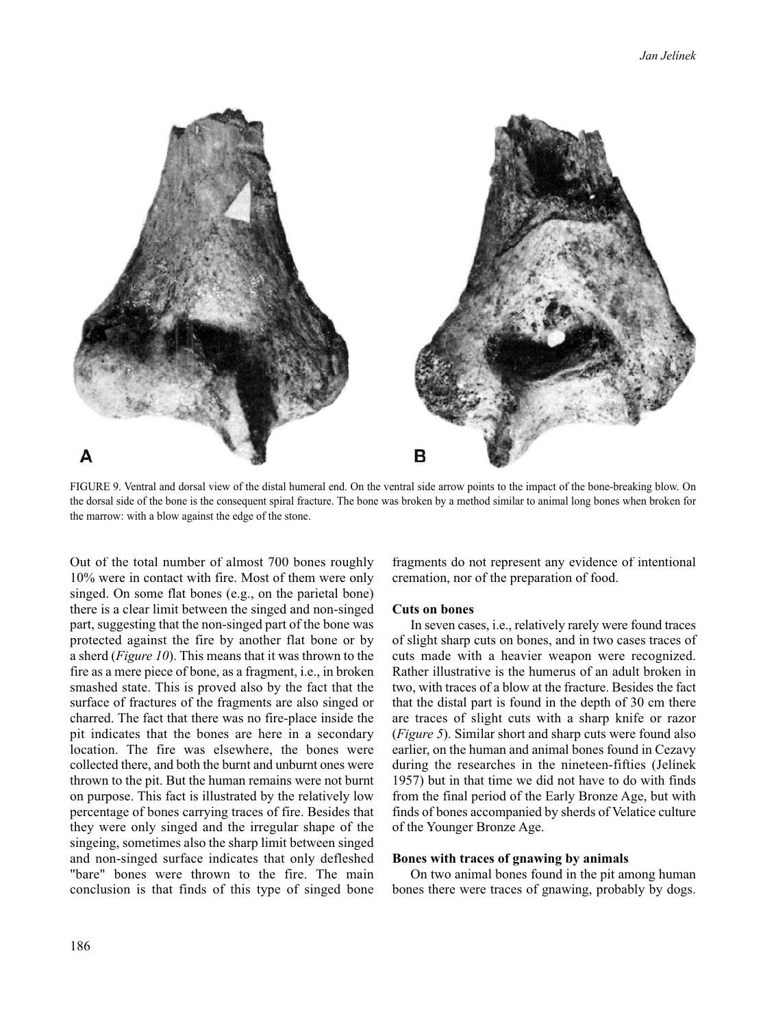FIGURE 9. Ventral and dorsal view of the distal humeral end. On the ventral side arrow points to the impact of the bone-breaking blow. On the dorsal side of the bone is the consequent spiral fracture. The bone was broken by a method similar to animal long bones when broken for the marrow: with a blow against the edge of the stone.

Out of the total number of almost 700 bones roughly 10% were in contact with fire. Most of them were only singed. On some flat bones (e.g., on the parietal bone) there is a clear limit between the singed and non-singed part, suggesting that the non-singed part of the bone was protected against the fire by another flat bone or by a sherd (*Figure 10*). This means that it was thrown to the fire as a mere piece of bone, as a fragment, i.e., in broken smashed state. This is proved also by the fact that the surface of fractures of the fragments are also singed or charred. The fact that there was no fire-place inside the pit indicates that the bones are here in a secondary location. The fire was elsewhere, the bones were collected there, and both the burnt and unburnt ones were thrown to the pit. But the human remains were not burnt on purpose. This fact is illustrated by the relatively low percentage of bones carrying traces of fire. Besides that they were only singed and the irregular shape of the singeing, sometimes also the sharp limit between singed and non-singed surface indicates that only defleshed "bare" bones were thrown to the fire. The main conclusion is that finds of this type of singed bone fragments do not represent any evidence of intentional cremation, nor of the preparation of food.

### Cuts on bones

In seven cases, i.e., relatively rarely were found traces of slight sharp cuts on bones, and in two cases traces of cuts made with a heavier weapon were recognized. Rather illustrative is the humerus of an adult broken in two, with traces of a blow at the fracture. Besides the fact that the distal part is found in the depth of 30 cm there are traces of slight cuts with a sharp knife or razor (*Figure 5*). Similar short and sharp cuts were found also earlier, on the human and animal bones found in Cezavy during the researches in the nineteen-fifties (Jelínek 1957) but in that time we did not have to do with finds from the final period of the Early Bronze Age, but with finds of bones accompanied by sherds of Velatice culture of the Younger Bronze Age.

### Bones with traces of gnawing by animals

On two animal bones found in the pit among human bones there were traces of gnawing, probably by dogs.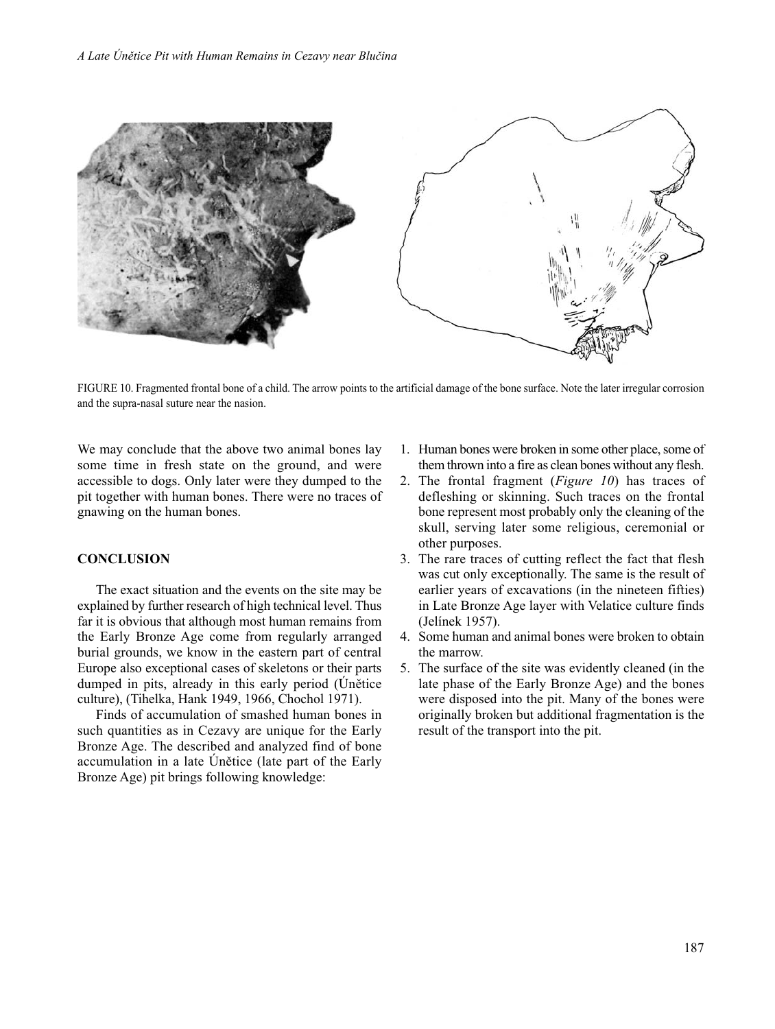FIGURE 10. Fragmented frontal bone of a child. The arrow points to the artificial damage of the bone surface. Note the later irregular corrosion and the supra-nasal suture near the nasion.

We may conclude that the above two animal bones lay some time in fresh state on the ground, and were accessible to dogs. Only later were they dumped to the pit together with human bones. There were no traces of gnawing on the human bones.

## CONCLUSION

The exact situation and the events on the site may be explained by further research of high technical level. Thus far it is obvious that although most human remains from the Early Bronze Age come from regularly arranged burial grounds, we know in the eastern part of central Europe also exceptional cases of skeletons or their parts dumped in pits, already in this early period (Únětice culture), (Tihelka, Hank 1949, 1966, Chochol 1971).

Finds of accumulation of smashed human bones in such quantities as in Cezavy are unique for the Early Bronze Age. The described and analyzed find of bone accumulation in a late Únětice (late part of the Early Bronze Age) pit brings following knowledge:

1. Human bones were broken in some other place, some of them thrown into a fire as clean bones without any flesh.
2. The frontal fragment (*Figure 10*) has traces of defleshing or skinning. Such traces on the frontal bone represent most probably only the cleaning of the skull, serving later some religious, ceremonial or other purposes.
3. The rare traces of cutting reflect the fact that flesh was cut only exceptionally. The same is the result of earlier years of excavations (in the nineteen fifties) in Late Bronze Age layer with Velatice culture finds (Jelínek 1957).
4. Some human and animal bones were broken to obtain the marrow.
5. The surface of the site was evidently cleaned (in the late phase of the Early Bronze Age) and the bones were disposed into the pit. Many of the bones were originally broken but additional fragmentation is the result of the transport into the pit.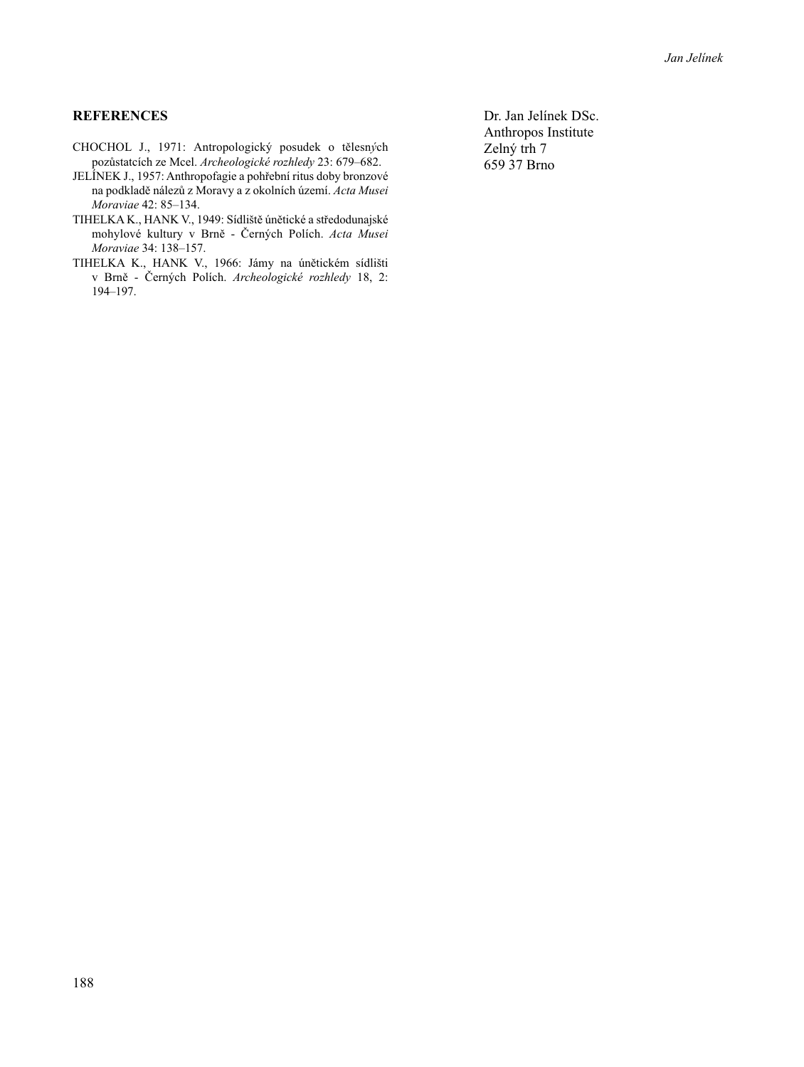## REFERENCES

CHOCHOL J., 1971: Antropologický posudek o tělesných pozůstatcích ze Mcel. *Archeologické rozhledy* 23: 679–682.

JELÍNEK J., 1957: Anthropofagie a pohřební ritus doby bronzové na podkladě nálezů z Moravy a z okolních území. *Acta Musei Moraviae* 42: 85–134.

TIHELKA K., HANK V., 1949: Sídliště únětické a středodunajské mohylové kultury v Brně - Černých Polích. *Acta Musei Moraviae* 34: 138–157.

TIHELKA K., HANK V., 1966: Jámy na únětickém sídlišti v Brně - Černých Polích. *Archeologické rozhledy* 18, 2: 194–197.

Dr. Jan Jelínek DSc.
Anthropos Institute
Zelný trh 7
659 37 Brno